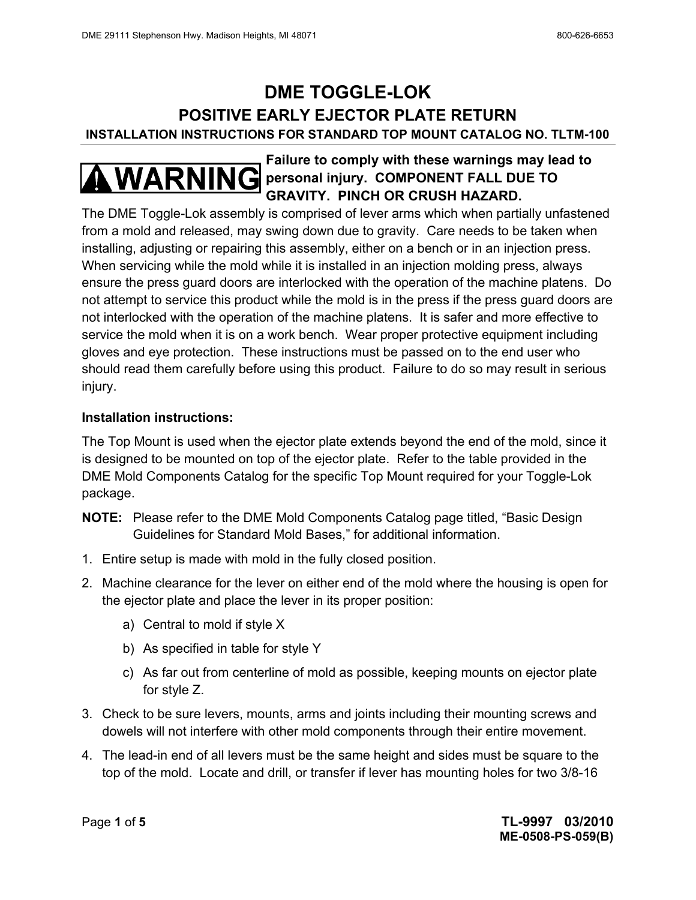# DME TOGGLE-LOK

## POSITIVE EARLY EJECTOR PLATE RETURN

### INSTALLATION INSTRUCTIONS FOR STANDARD TOP MOUNT CATALOG NO. TLTM-100

**WARNING** **Failure to comply with these warnings may lead to personal injury. COMPONENT FALL DUE TO GRAVITY. PINCH OR CRUSH HAZARD.**

The DME Toggle-Lok assembly is comprised of lever arms which when partially unfastened from a mold and released, may swing down due to gravity. Care needs to be taken when installing, adjusting or repairing this assembly, either on a bench or in an injection press. When servicing while the mold while it is installed in an injection molding press, always ensure the press guard doors are interlocked with the operation of the machine platens. Do not attempt to service this product while the mold is in the press if the press guard doors are not interlocked with the operation of the machine platens. It is safer and more effective to service the mold when it is on a work bench. Wear proper protective equipment including gloves and eye protection. These instructions must be passed on to the end user who should read them carefully before using this product. Failure to do so may result in serious injury.

**Installation instructions:**

The Top Mount is used when the ejector plate extends beyond the end of the mold, since it is designed to be mounted on top of the ejector plate. Refer to the table provided in the DME Mold Components Catalog for the specific Top Mount required for your Toggle-Lok package.

**NOTE:** Please refer to the DME Mold Components Catalog page titled, "Basic Design Guidelines for Standard Mold Bases," for additional information.

1. Entire setup is made with mold in the fully closed position.
2. Machine clearance for the lever on either end of the mold where the housing is open for the ejector plate and place the lever in its proper position:
   a) Central to mold if style X
   b) As specified in table for style Y
   c) As far out from centerline of mold as possible, keeping mounts on ejector plate for style Z.
3. Check to be sure levers, mounts, arms and joints including their mounting screws and dowels will not interfere with other mold components through their entire movement.
4. The lead-in end of all levers must be the same height and sides must be square to the top of the mold. Locate and drill, or transfer if lever has mounting holes for two 3/8-16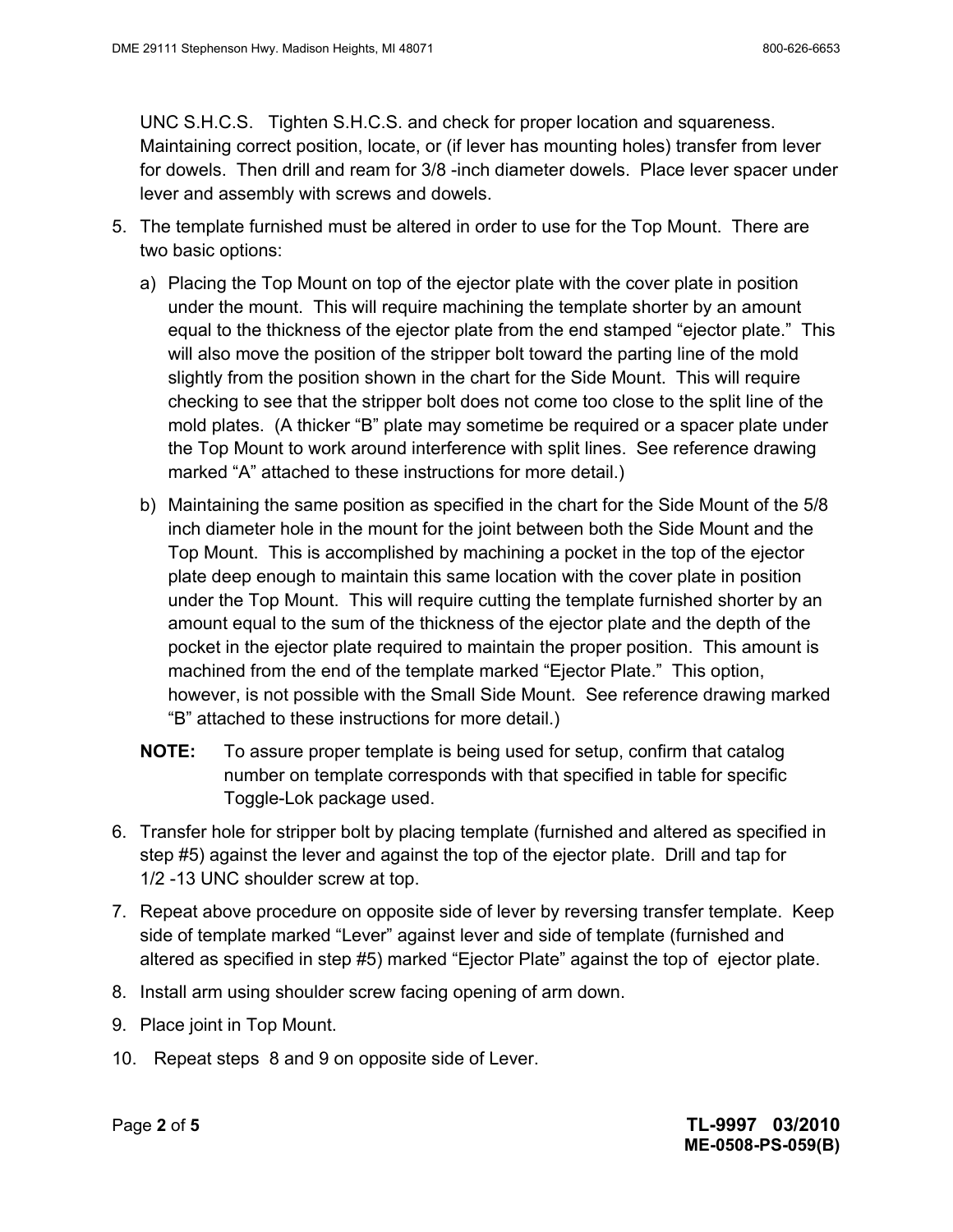UNC S.H.C.S. Tighten S.H.C.S. and check for proper location and squareness. Maintaining correct position, locate, or (if lever has mounting holes) transfer from lever for dowels. Then drill and ream for 3/8 -inch diameter dowels. Place lever spacer under lever and assembly with screws and dowels.

5. The template furnished must be altered in order to use for the Top Mount. There are two basic options:

   a) Placing the Top Mount on top of the ejector plate with the cover plate in position under the mount. This will require machining the template shorter by an amount equal to the thickness of the ejector plate from the end stamped "ejector plate." This will also move the position of the stripper bolt toward the parting line of the mold slightly from the position shown in the chart for the Side Mount. This will require checking to see that the stripper bolt does not come too close to the split line of the mold plates. (A thicker "B" plate may sometime be required or a spacer plate under the Top Mount to work around interference with split lines. See reference drawing marked "A" attached to these instructions for more detail.)

   b) Maintaining the same position as specified in the chart for the Side Mount of the 5/8 inch diameter hole in the mount for the joint between both the Side Mount and the Top Mount. This is accomplished by machining a pocket in the top of the ejector plate deep enough to maintain this same location with the cover plate in position under the Top Mount. This will require cutting the template furnished shorter by an amount equal to the sum of the thickness of the ejector plate and the depth of the pocket in the ejector plate required to maintain the proper position. This amount is machined from the end of the template marked "Ejector Plate." This option, however, is not possible with the Small Side Mount. See reference drawing marked "B" attached to these instructions for more detail.)

   **NOTE:** To assure proper template is being used for setup, confirm that catalog number on template corresponds with that specified in table for specific Toggle-Lok package used.

6. Transfer hole for stripper bolt by placing template (furnished and altered as specified in step #5) against the lever and against the top of the ejector plate. Drill and tap for 1/2 -13 UNC shoulder screw at top.

7. Repeat above procedure on opposite side of lever by reversing transfer template. Keep side of template marked "Lever" against lever and side of template (furnished and altered as specified in step #5) marked "Ejector Plate" against the top of ejector plate.

8. Install arm using shoulder screw facing opening of arm down.

9. Place joint in Top Mount.

10. Repeat steps 8 and 9 on opposite side of Lever.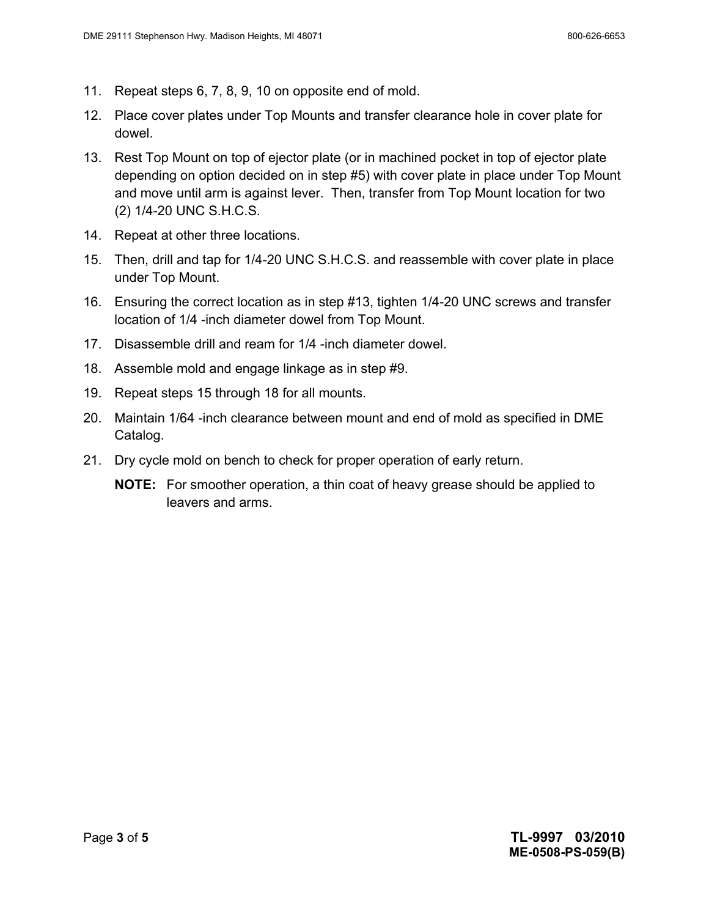11. Repeat steps 6, 7, 8, 9, 10 on opposite end of mold.
12. Place cover plates under Top Mounts and transfer clearance hole in cover plate for dowel.
13. Rest Top Mount on top of ejector plate (or in machined pocket in top of ejector plate depending on option decided on in step #5) with cover plate in place under Top Mount and move until arm is against lever. Then, transfer from Top Mount location for two (2) 1/4-20 UNC S.H.C.S.
14. Repeat at other three locations.
15. Then, drill and tap for 1/4-20 UNC S.H.C.S. and reassemble with cover plate in place under Top Mount.
16. Ensuring the correct location as in step #13, tighten 1/4-20 UNC screws and transfer location of 1/4 -inch diameter dowel from Top Mount.
17. Disassemble drill and ream for 1/4 -inch diameter dowel.
18. Assemble mold and engage linkage as in step #9.
19. Repeat steps 15 through 18 for all mounts.
20. Maintain 1/64 -inch clearance between mount and end of mold as specified in DME Catalog.
21. Dry cycle mold on bench to check for proper operation of early return.

    **NOTE:** For smoother operation, a thin coat of heavy grease should be applied to leavers and arms.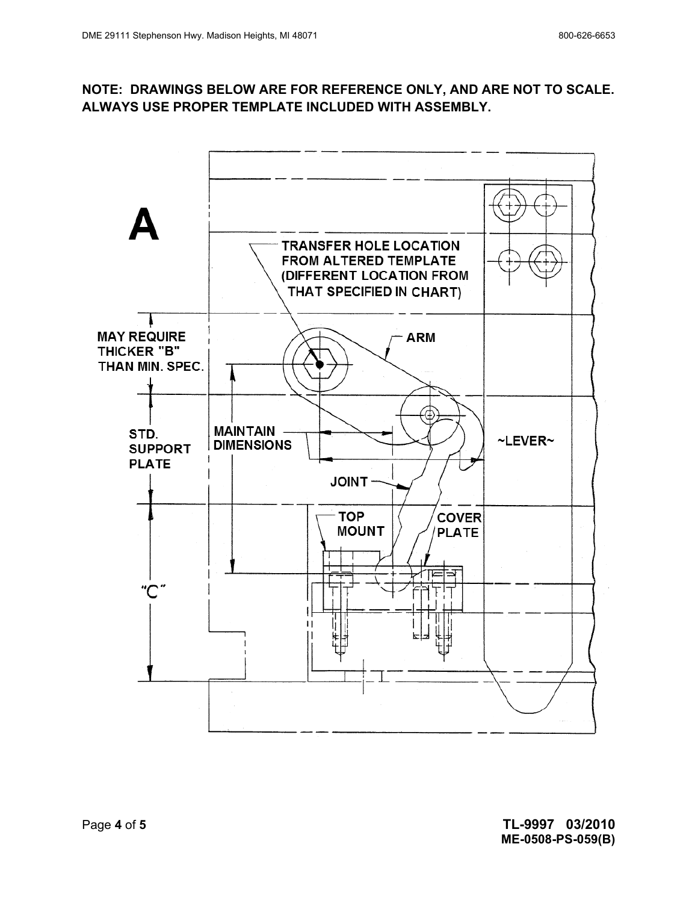**NOTE: DRAWINGS BELOW ARE FOR REFERENCE ONLY, AND ARE NOT TO SCALE. ALWAYS USE PROPER TEMPLATE INCLUDED WITH ASSEMBLY.**

# A

TRANSFER HOLE LOCATION FROM ALTERED TEMPLATE (DIFFERENT LOCATION FROM THAT SPECIFIED IN CHART)

MAY REQUIRE THICKER "B" THAN MIN. SPEC.

ARM

STD. SUPPORT PLATE

MAINTAIN DIMENSIONS

~LEVER~

JOINT

TOP MOUNT

COVER PLATE

"C"

**TL-9997 03/2010**
**ME-0508-PS-059(B)**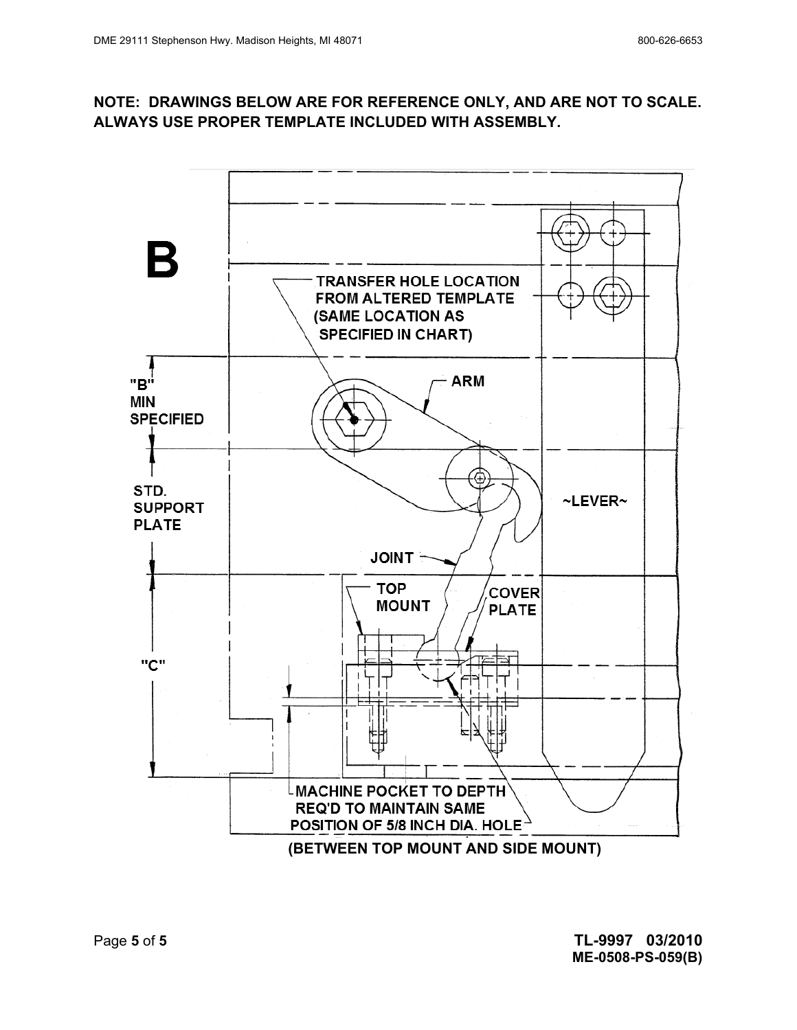**NOTE: DRAWINGS BELOW ARE FOR REFERENCE ONLY, AND ARE NOT TO SCALE. ALWAYS USE PROPER TEMPLATE INCLUDED WITH ASSEMBLY.**

B

TRANSFER HOLE LOCATION FROM ALTERED TEMPLATE (SAME LOCATION AS SPECIFIED IN CHART)

"B" MIN SPECIFIED

ARM

STD. SUPPORT PLATE

~LEVER~

JOINT

TOP MOUNT

COVER PLATE

"C"

MACHINE POCKET TO DEPTH REQ'D TO MAINTAIN SAME POSITION OF 5/8 INCH DIA. HOLE

**(BETWEEN TOP MOUNT AND SIDE MOUNT)**

**TL-9997 03/2010**
**ME-0508-PS-059(B)**